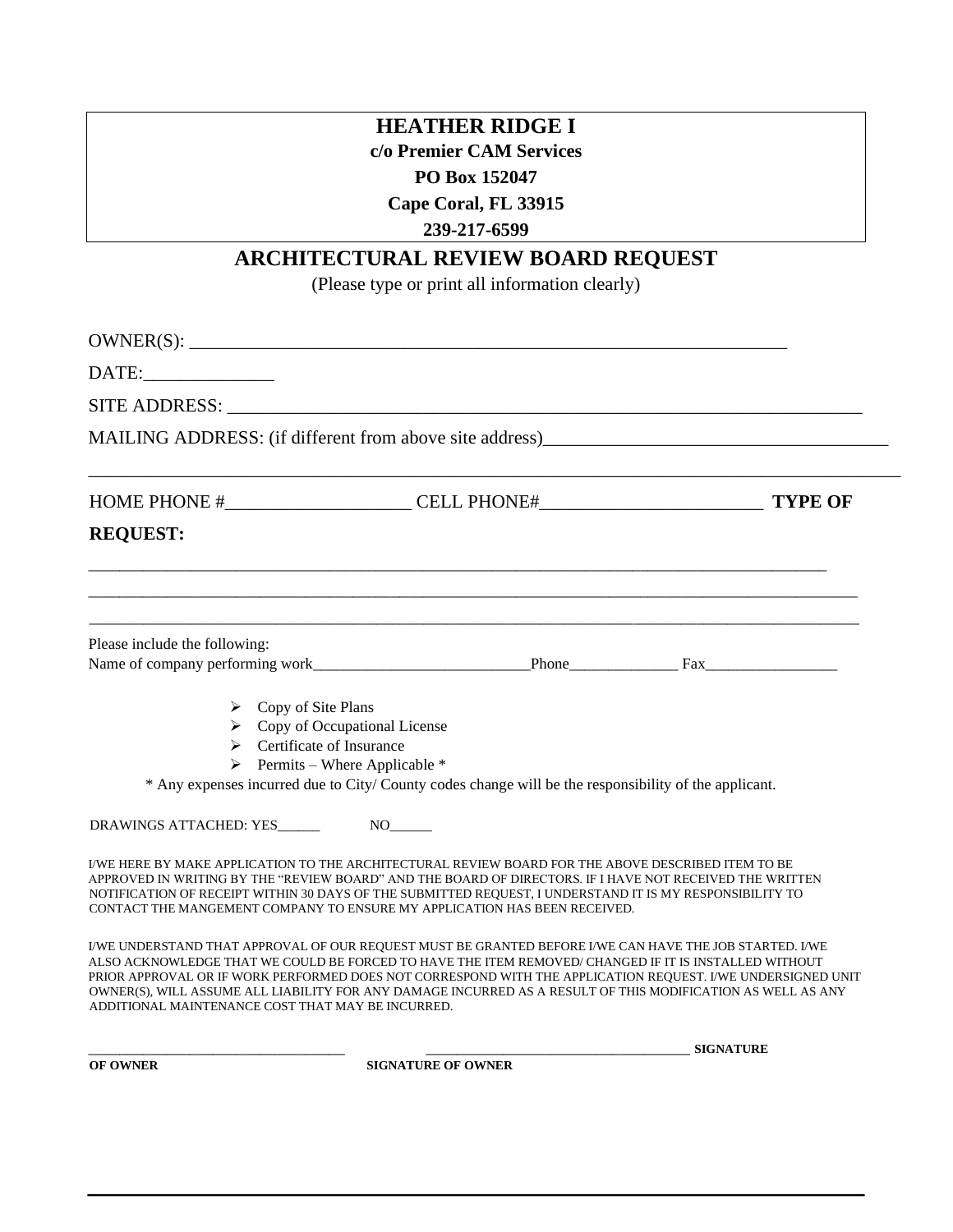**HEATHER RIDGE I**
**c/o Premier CAM Services**
**PO Box 152047**
**Cape Coral, FL 33915**
**239-217-6599**

# ARCHITECTURAL REVIEW BOARD REQUEST

(Please type or print all information clearly)

OWNER(S): ___________________________________________________________________

DATE:______________

SITE ADDRESS: ________________________________________________________________________

MAILING ADDRESS: (if different from above site address)_____________________________________

_____________________________________________________________________________________________

HOME PHONE #____________________ CELL PHONE#________________________ **TYPE OF REQUEST:**

_____________________________________________________________________________________________

_____________________________________________________________________________________________

_____________________________________________________________________________________________

Please include the following:
Name of company performing work____________________________Phone______________ Fax_________________

- Copy of Site Plans
- Copy of Occupational License
- Certificate of Insurance
- Permits – Where Applicable *

* Any expenses incurred due to City/ County codes change will be the responsibility of the applicant.

DRAWINGS ATTACHED: YES______ NO______

I/WE HERE BY MAKE APPLICATION TO THE ARCHITECTURAL REVIEW BOARD FOR THE ABOVE DESCRIBED ITEM TO BE APPROVED IN WRITING BY THE "REVIEW BOARD" AND THE BOARD OF DIRECTORS. IF I HAVE NOT RECEIVED THE WRITTEN NOTIFICATION OF RECEIPT WITHIN 30 DAYS OF THE SUBMITTED REQUEST, I UNDERSTAND IT IS MY RESPONSIBILITY TO CONTACT THE MANGEMENT COMPANY TO ENSURE MY APPLICATION HAS BEEN RECEIVED.

I/WE UNDERSTAND THAT APPROVAL OF OUR REQUEST MUST BE GRANTED BEFORE I/WE CAN HAVE THE JOB STARTED. I/WE ALSO ACKNOWLEDGE THAT WE COULD BE FORCED TO HAVE THE ITEM REMOVED/ CHANGED IF IT IS INSTALLED WITHOUT PRIOR APPROVAL OR IF WORK PERFORMED DOES NOT CORRESPOND WITH THE APPLICATION REQUEST. I/WE UNDERSIGNED UNIT OWNER(S), WILL ASSUME ALL LIABILITY FOR ANY DAMAGE INCURRED AS A RESULT OF THIS MODIFICATION AS WELL AS ANY ADDITIONAL MAINTENANCE COST THAT MAY BE INCURRED.

_____________________________________ _______________________________________ **SIGNATURE OF OWNER** **SIGNATURE OF OWNER**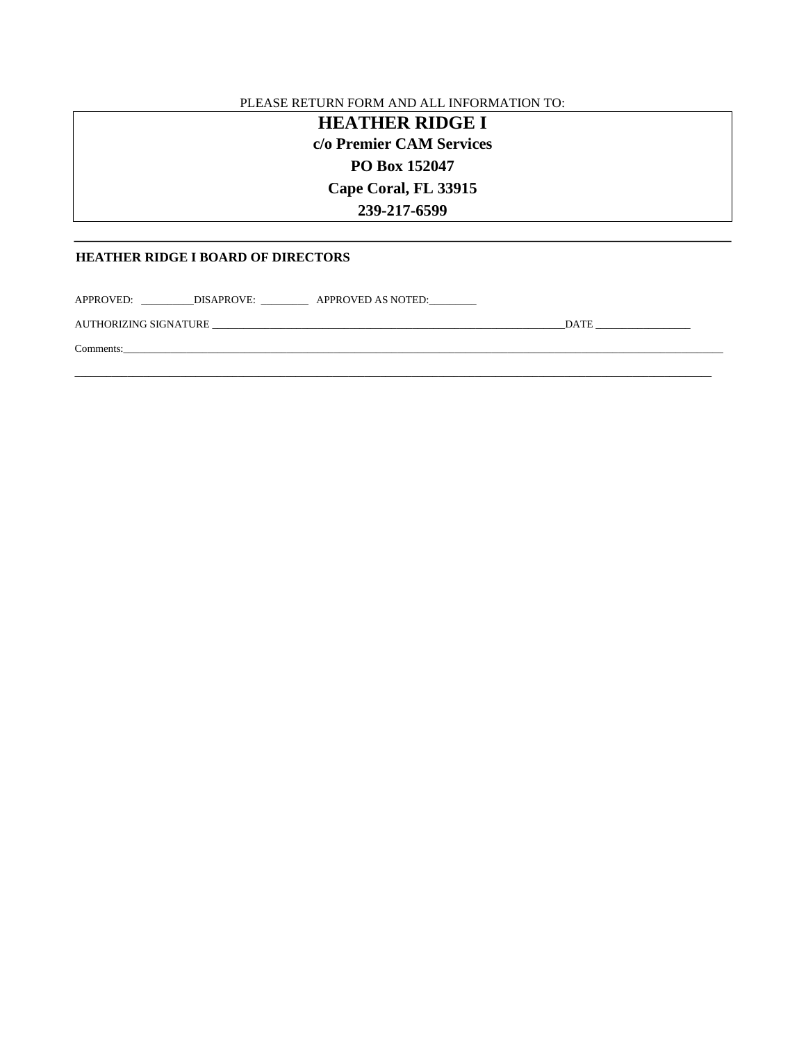PLEASE RETURN FORM AND ALL INFORMATION TO:

**HEATHER RIDGE I**

**c/o Premier CAM Services**

**PO Box 152047**

**Cape Coral, FL 33915**

**239-217-6599**

---

**HEATHER RIDGE I BOARD OF DIRECTORS**

APPROVED: __________DISAPROVE: _________ APPROVED AS NOTED:_________

AUTHORIZING SIGNATURE ______________________________________________________________________DATE __________________

Comments:___________________________________________________________________________________________________________

_____________________________________________________________________________________________________________________